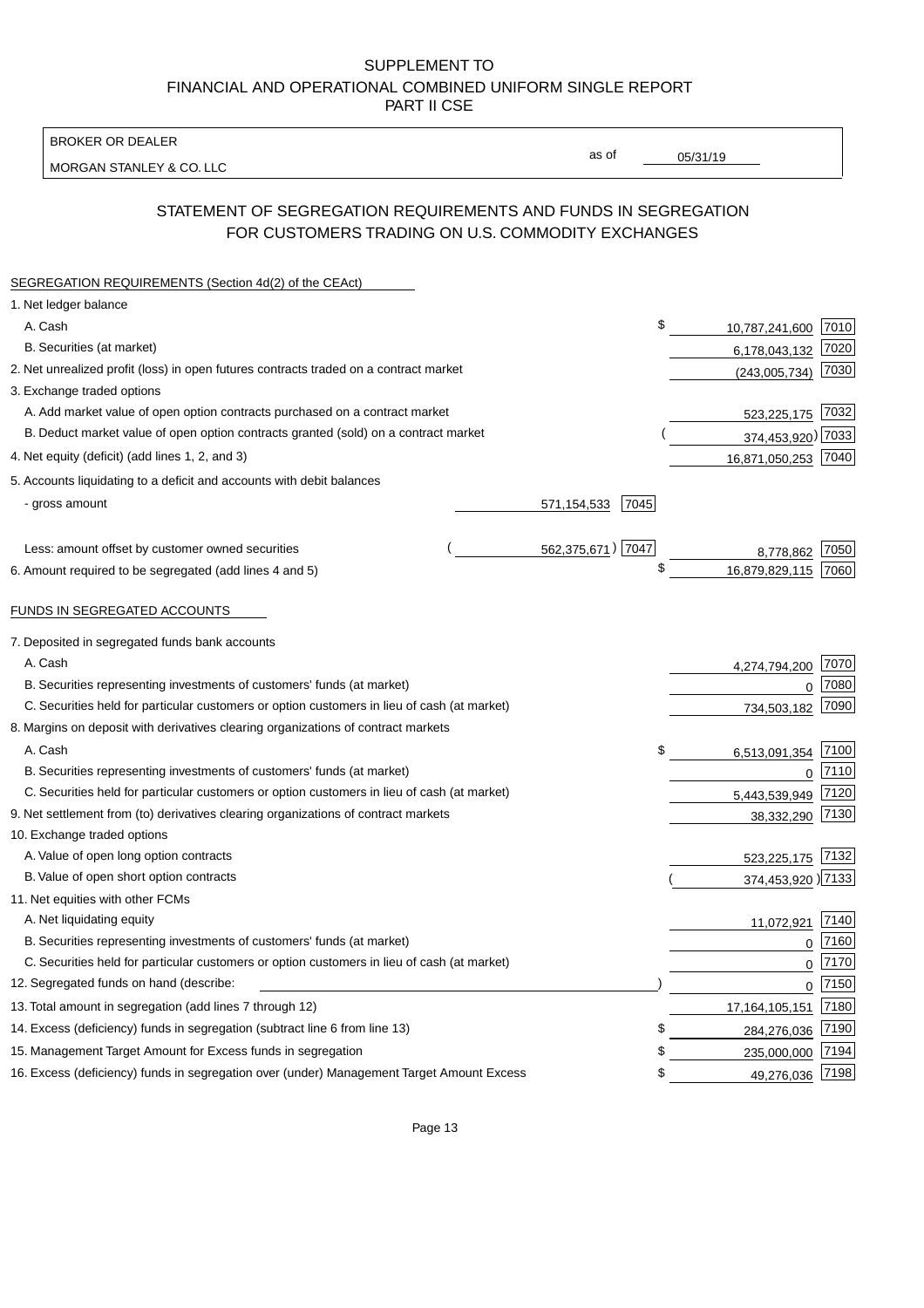SUPPLEMENT TO
FINANCIAL AND OPERATIONAL COMBINED UNIFORM SINGLE REPORT
PART II CSE

| BROKER OR DEALER | | |
|---|---|---|
| MORGAN STANLEY & CO. LLC | as of | 05/31/19 |

## STATEMENT OF SEGREGATION REQUIREMENTS AND FUNDS IN SEGREGATION FOR CUSTOMERS TRADING ON U.S. COMMODITY EXCHANGES

SEGREGATION REQUIREMENTS (Section 4d(2) of the CEAct)

| | | | | |
|---|---|---|---|---|
| 1. Net ledger balance | | | | |
| A. Cash | | | $ 10,787,241,600 | 7010 |
| B. Securities (at market) | | | 6,178,043,132 | 7020 |
| 2. Net unrealized profit (loss) in open futures contracts traded on a contract market | | | (243,005,734) | 7030 |
| 3. Exchange traded options | | | | |
| A. Add market value of open option contracts purchased on a contract market | | | 523,225,175 | 7032 |
| B. Deduct market value of open option contracts granted (sold) on a contract market | | | (374,453,920) | 7033 |
| 4. Net equity (deficit) (add lines 1, 2, and 3) | | | 16,871,050,253 | 7040 |
| 5. Accounts liquidating to a deficit and accounts with debit balances | | | | |
| - gross amount | 571,154,533 | 7045 | | |
| Less: amount offset by customer owned securities | (562,375,671) | 7047 | 8,778,862 | 7050 |
| 6. Amount required to be segregated (add lines 4 and 5) | | | $ 16,879,829,115 | 7060 |

FUNDS IN SEGREGATED ACCOUNTS

| | | |
|---|---|---|
| 7. Deposited in segregated funds bank accounts | | |
| A. Cash | 4,274,794,200 | 7070 |
| B. Securities representing investments of customers' funds (at market) | 0 | 7080 |
| C. Securities held for particular customers or option customers in lieu of cash (at market) | 734,503,182 | 7090 |
| 8. Margins on deposit with derivatives clearing organizations of contract markets | | |
| A. Cash | $ 6,513,091,354 | 7100 |
| B. Securities representing investments of customers' funds (at market) | 0 | 7110 |
| C. Securities held for particular customers or option customers in lieu of cash (at market) | 5,443,539,949 | 7120 |
| 9. Net settlement from (to) derivatives clearing organizations of contract markets | 38,332,290 | 7130 |
| 10. Exchange traded options | | |
| A. Value of open long option contracts | 523,225,175 | 7132 |
| B. Value of open short option contracts | (374,453,920) | 7133 |
| 11. Net equities with other FCMs | | |
| A. Net liquidating equity | 11,072,921 | 7140 |
| B. Securities representing investments of customers' funds (at market) | 0 | 7160 |
| C. Securities held for particular customers or option customers in lieu of cash (at market) | 0 | 7170 |
| 12. Segregated funds on hand (describe: ) | 0 | 7150 |
| 13. Total amount in segregation (add lines 7 through 12) | 17,164,105,151 | 7180 |
| 14. Excess (deficiency) funds in segregation (subtract line 6 from line 13) | $ 284,276,036 | 7190 |
| 15. Management Target Amount for Excess funds in segregation | $ 235,000,000 | 7194 |
| 16. Excess (deficiency) funds in segregation over (under) Management Target Amount Excess | $ 49,276,036 | 7198 |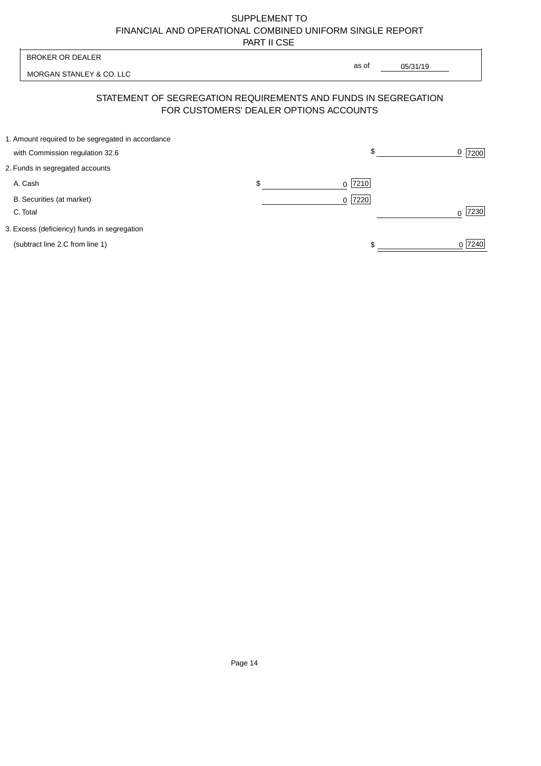SUPPLEMENT TO
FINANCIAL AND OPERATIONAL COMBINED UNIFORM SINGLE REPORT
PART II CSE

| BROKER OR DEALER | |
|---|---|
| MORGAN STANLEY & CO. LLC | as of 05/31/19 |

## STATEMENT OF SEGREGATION REQUIREMENTS AND FUNDS IN SEGREGATION FOR CUSTOMERS' DEALER OPTIONS ACCOUNTS

| | | | | |
|---|---|---|---|---|
| 1. Amount required to be segregated in accordance with Commission regulation 32.6 | | | $ 0 | 7200 |
| 2. Funds in segregated accounts | | | | |
| A. Cash | $ 0 | 7210 | | |
| B. Securities (at market) | 0 | 7220 | | |
| C. Total | | | 0 | 7230 |
| 3. Excess (deficiency) funds in segregation (subtract line 2.C from line 1) | | | $ 0 | 7240 |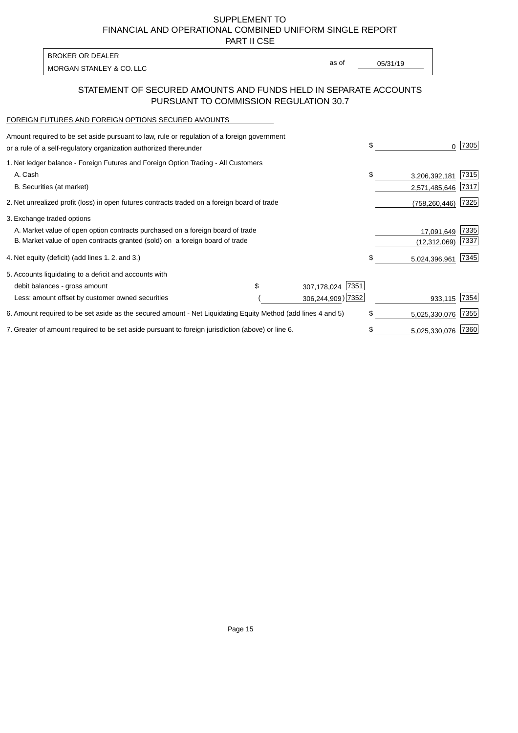SUPPLEMENT TO
FINANCIAL AND OPERATIONAL COMBINED UNIFORM SINGLE REPORT
PART II CSE

| BROKER OR DEALER | | |
|---|---|---|
| MORGAN STANLEY & CO. LLC | as of | 05/31/19 |

## STATEMENT OF SECURED AMOUNTS AND FUNDS HELD IN SEPARATE ACCOUNTS PURSUANT TO COMMISSION REGULATION 30.7

FOREIGN FUTURES AND FOREIGN OPTIONS SECURED AMOUNTS

| | | | | |
|---|---|---|---|---|
| Amount required to be set aside pursuant to law, rule or regulation of a foreign government or a rule of a self-regulatory organization authorized thereunder | | | $ 0 | 7305 |
| 1. Net ledger balance - Foreign Futures and Foreign Option Trading - All Customers | | | | |
| A. Cash | | | $ 3,206,392,181 | 7315 |
| B. Securities (at market) | | | 2,571,485,646 | 7317 |
| 2. Net unrealized profit (loss) in open futures contracts traded on a foreign board of trade | | | (758,260,446) | 7325 |
| 3. Exchange traded options | | | | |
| A. Market value of open option contracts purchased on a foreign board of trade | | | 17,091,649 | 7335 |
| B. Market value of open contracts granted (sold) on a foreign board of trade | | | (12,312,069) | 7337 |
| 4. Net equity (deficit) (add lines 1. 2. and 3.) | | | $ 5,024,396,961 | 7345 |
| 5. Accounts liquidating to a deficit and accounts with | | | | |
| debit balances - gross amount | $ 307,178,024 | 7351 | | |
| Less: amount offset by customer owned securities | (306,244,909) | 7352 | 933,115 | 7354 |
| 6. Amount required to be set aside as the secured amount - Net Liquidating Equity Method (add lines 4 and 5) | | | $ 5,025,330,076 | 7355 |
| 7. Greater of amount required to be set aside pursuant to foreign jurisdiction (above) or line 6. | | | $ 5,025,330,076 | 7360 |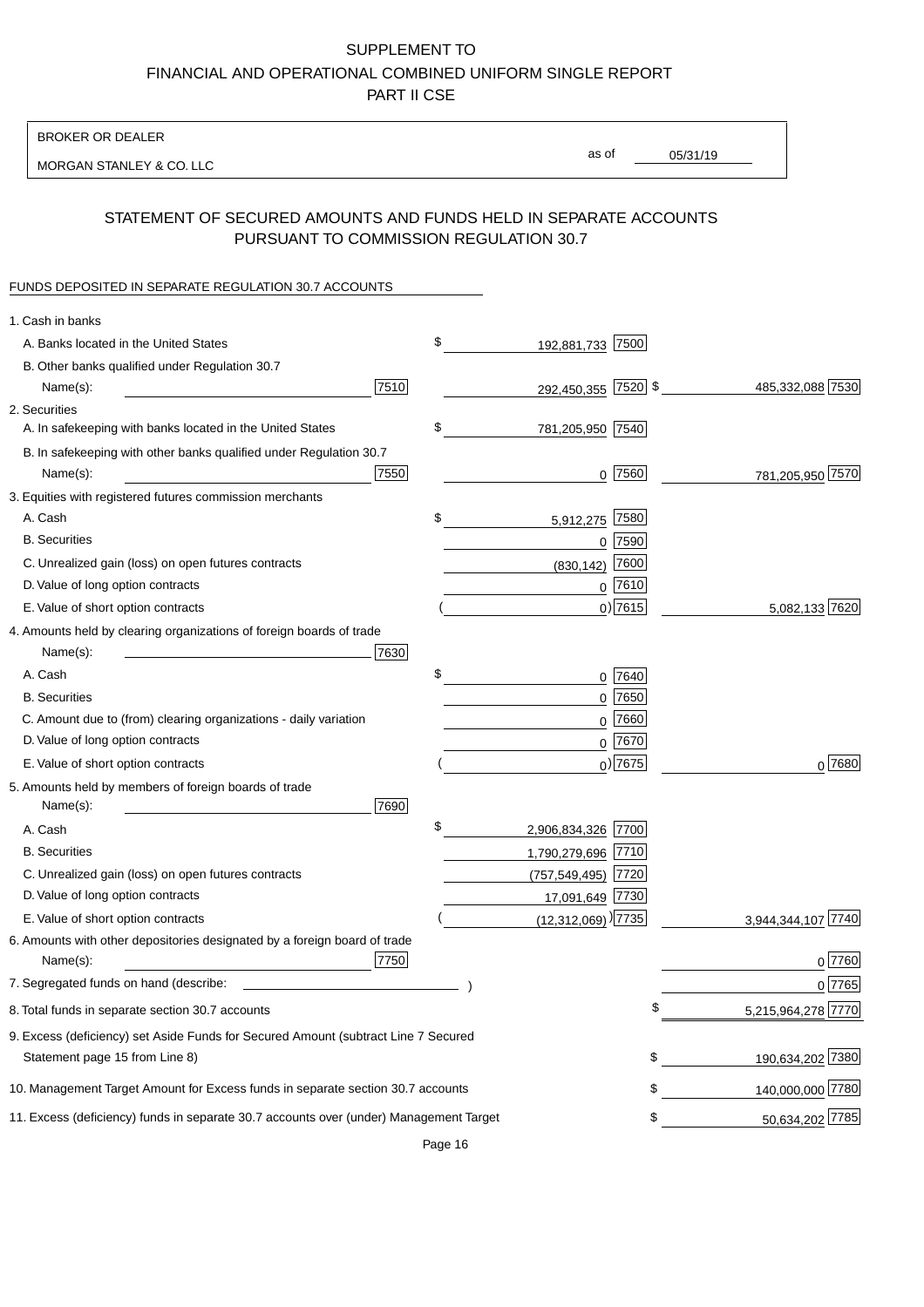SUPPLEMENT TO
FINANCIAL AND OPERATIONAL COMBINED UNIFORM SINGLE REPORT
PART II CSE

BROKER OR DEALER

MORGAN STANLEY & CO. LLC

as of 05/31/19

## STATEMENT OF SECURED AMOUNTS AND FUNDS HELD IN SEPARATE ACCOUNTS PURSUANT TO COMMISSION REGULATION 30.7

FUNDS DEPOSITED IN SEPARATE REGULATION 30.7 ACCOUNTS

| | | | |
|---|---|---|---|
| 1. Cash in banks | | | |
| A. Banks located in the United States | | $ 192,881,733 [7500] | |
| B. Other banks qualified under Regulation 30.7 Name(s): | [7510] | 292,450,355 [7520] | $ 485,332,088 [7530] |
| 2. Securities | | | |
| A. In safekeeping with banks located in the United States | | $ 781,205,950 [7540] | |
| B. In safekeeping with other banks qualified under Regulation 30.7 Name(s): | [7550] | 0 [7560] | 781,205,950 [7570] |
| 3. Equities with registered futures commission merchants | | | |
| A. Cash | | $ 5,912,275 [7580] | |
| B. Securities | | 0 [7590] | |
| C. Unrealized gain (loss) on open futures contracts | | (830,142) [7600] | |
| D. Value of long option contracts | | 0 [7610] | |
| E. Value of short option contracts | | ( 0) [7615] | 5,082,133 [7620] |
| 4. Amounts held by clearing organizations of foreign boards of trade Name(s): | [7630] | | |
| A. Cash | | $ 0 [7640] | |
| B. Securities | | 0 [7650] | |
| C. Amount due to (from) clearing organizations - daily variation | | 0 [7660] | |
| D. Value of long option contracts | | 0 [7670] | |
| E. Value of short option contracts | | ( 0) [7675] | 0 [7680] |
| 5. Amounts held by members of foreign boards of trade Name(s): | [7690] | | |
| A. Cash | | $ 2,906,834,326 [7700] | |
| B. Securities | | 1,790,279,696 [7710] | |
| C. Unrealized gain (loss) on open futures contracts | | (757,549,495) [7720] | |
| D. Value of long option contracts | | 17,091,649 [7730] | |
| E. Value of short option contracts | | ( (12,312,069) ) [7735] | 3,944,344,107 [7740] |
| 6. Amounts with other depositories designated by a foreign board of trade Name(s): | [7750] | | 0 [7760] |
| 7. Segregated funds on hand (describe: ) | | | 0 [7765] |
| 8. Total funds in separate section 30.7 accounts | | | $ 5,215,964,278 [7770] |
| 9. Excess (deficiency) set Aside Funds for Secured Amount (subtract Line 7 Secured Statement page 15 from Line 8) | | | $ 190,634,202 [7380] |
| 10. Management Target Amount for Excess funds in separate section 30.7 accounts | | | $ 140,000,000 [7780] |
| 11. Excess (deficiency) funds in separate 30.7 accounts over (under) Management Target | | | $ 50,634,202 [7785] |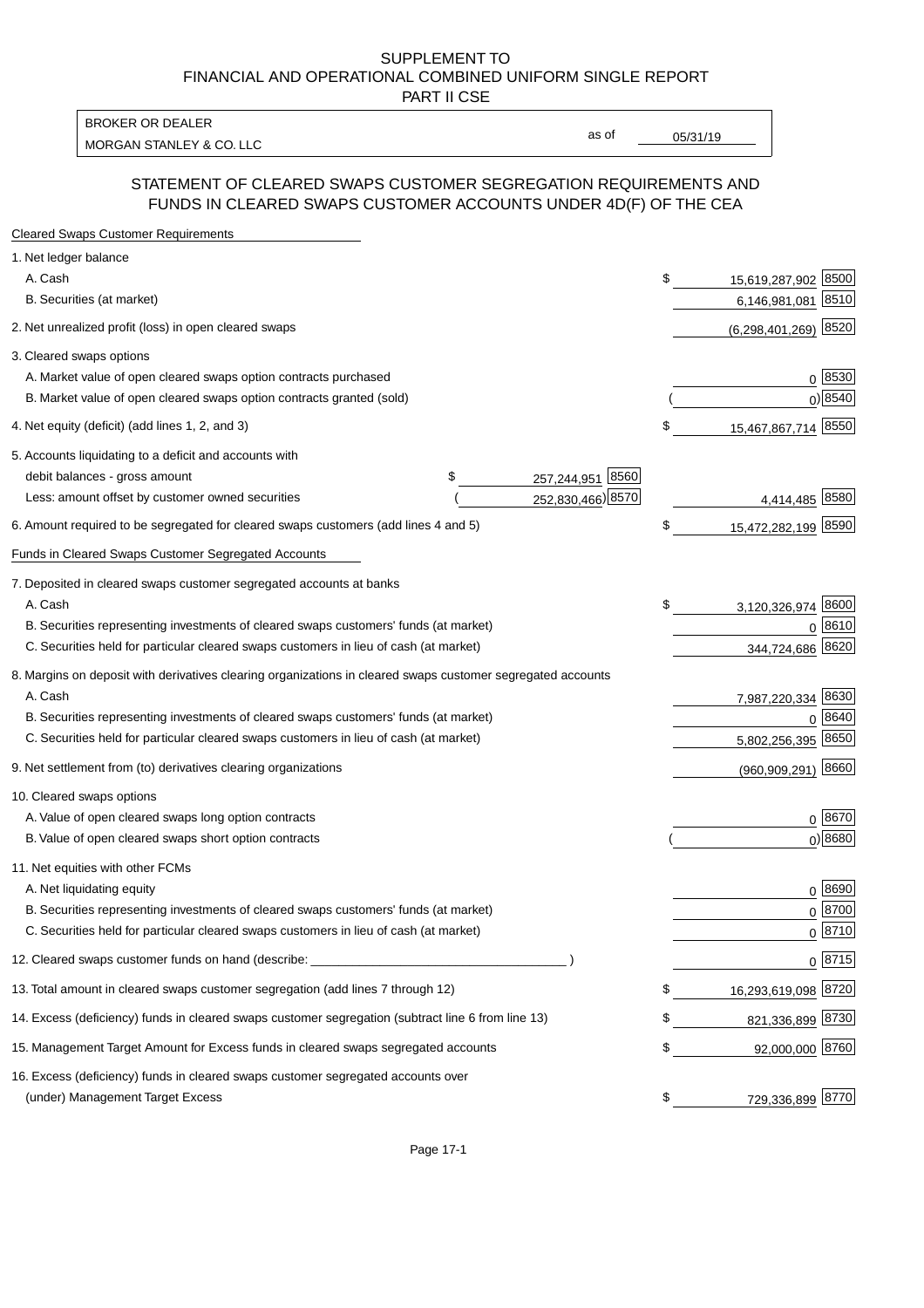SUPPLEMENT TO
FINANCIAL AND OPERATIONAL COMBINED UNIFORM SINGLE REPORT
PART II CSE

BROKER OR DEALER
MORGAN STANLEY & CO. LLC

as of 05/31/19

## STATEMENT OF CLEARED SWAPS CUSTOMER SEGREGATION REQUIREMENTS AND FUNDS IN CLEARED SWAPS CUSTOMER ACCOUNTS UNDER 4D(F) OF THE CEA

| | | | | |
|---|---|---|---|---|
| **Cleared Swaps Customer Requirements** | | | | |
| 1. Net ledger balance | | | | |
| A. Cash | | | $ 15,619,287,902 | 8500 |
| B. Securities (at market) | | | 6,146,981,081 | 8510 |
| 2. Net unrealized profit (loss) in open cleared swaps | | | (6,298,401,269) | 8520 |
| 3. Cleared swaps options | | | | |
| A. Market value of open cleared swaps option contracts purchased | | | 0 | 8530 |
| B. Market value of open cleared swaps option contracts granted (sold) | | | ( 0) | 8540 |
| 4. Net equity (deficit) (add lines 1, 2, and 3) | | | $ 15,467,867,714 | 8550 |
| 5. Accounts liquidating to a deficit and accounts with | | | | |
| debit balances - gross amount | $ 257,244,951 | 8560 | | |
| Less: amount offset by customer owned securities | ( 252,830,466) | 8570 | 4,414,485 | 8580 |
| 6. Amount required to be segregated for cleared swaps customers (add lines 4 and 5) | | | $ 15,472,282,199 | 8590 |
| **Funds in Cleared Swaps Customer Segregated Accounts** | | | | |
| 7. Deposited in cleared swaps customer segregated accounts at banks | | | | |
| A. Cash | | | $ 3,120,326,974 | 8600 |
| B. Securities representing investments of cleared swaps customers' funds (at market) | | | 0 | 8610 |
| C. Securities held for particular cleared swaps customers in lieu of cash (at market) | | | 344,724,686 | 8620 |
| 8. Margins on deposit with derivatives clearing organizations in cleared swaps customer segregated accounts | | | | |
| A. Cash | | | 7,987,220,334 | 8630 |
| B. Securities representing investments of cleared swaps customers' funds (at market) | | | 0 | 8640 |
| C. Securities held for particular cleared swaps customers in lieu of cash (at market) | | | 5,802,256,395 | 8650 |
| 9. Net settlement from (to) derivatives clearing organizations | | | (960,909,291) | 8660 |
| 10. Cleared swaps options | | | | |
| A. Value of open cleared swaps long option contracts | | | 0 | 8670 |
| B. Value of open cleared swaps short option contracts | | | ( 0) | 8680 |
| 11. Net equities with other FCMs | | | | |
| A. Net liquidating equity | | | 0 | 8690 |
| B. Securities representing investments of cleared swaps customers' funds (at market) | | | 0 | 8700 |
| C. Securities held for particular cleared swaps customers in lieu of cash (at market) | | | 0 | 8710 |
| 12. Cleared swaps customer funds on hand (describe: ____________________ ) | | | 0 | 8715 |
| 13. Total amount in cleared swaps customer segregation (add lines 7 through 12) | | | $ 16,293,619,098 | 8720 |
| 14. Excess (deficiency) funds in cleared swaps customer segregation (subtract line 6 from line 13) | | | $ 821,336,899 | 8730 |
| 15. Management Target Amount for Excess funds in cleared swaps segregated accounts | | | $ 92,000,000 | 8760 |
| 16. Excess (deficiency) funds in cleared swaps customer segregated accounts over (under) Management Target Excess | | | $ 729,336,899 | 8770 |